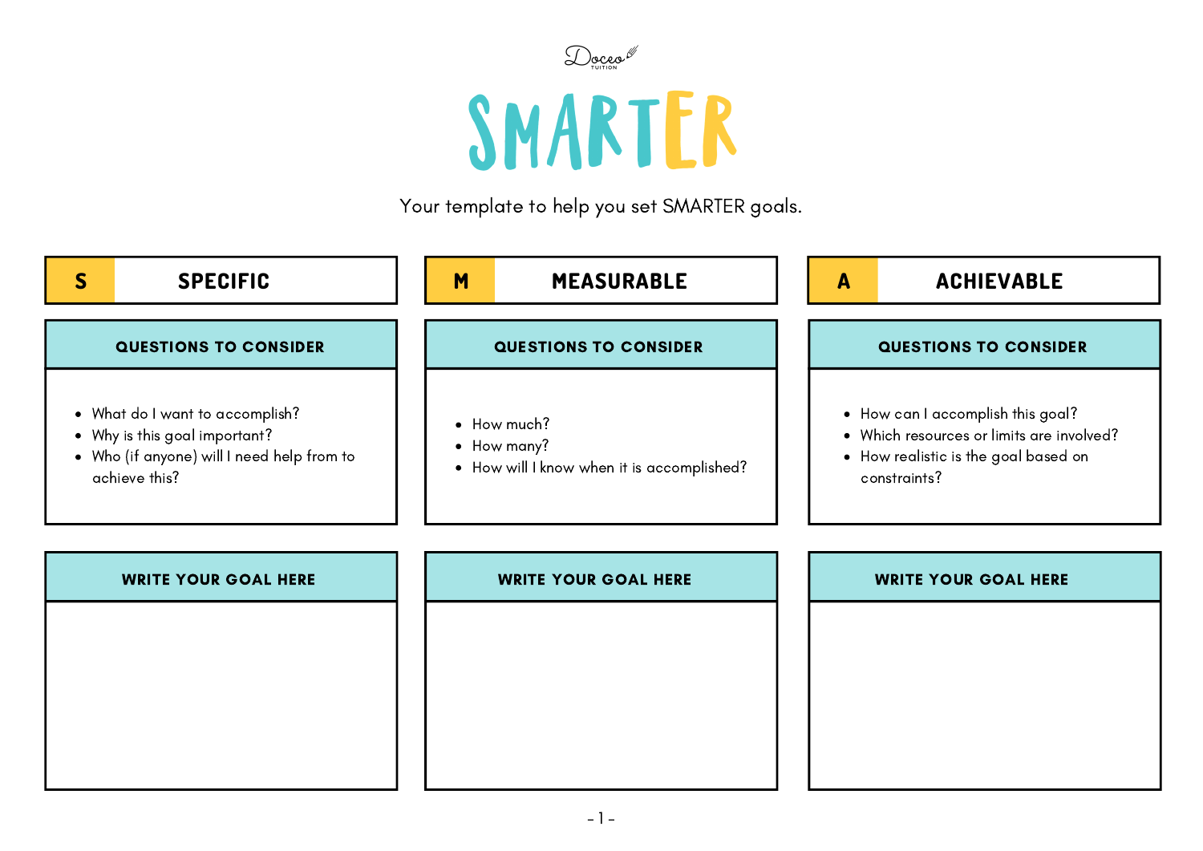Doceo TUITION

# SMARTER

Your template to help you set SMARTER goals.

## S — SPECIFIC

### QUESTIONS TO CONSIDER

- What do I want to accomplish?
- Why is this goal important?
- Who (if anyone) will I need help from to achieve this?

### WRITE YOUR GOAL HERE

## M — MEASURABLE

### QUESTIONS TO CONSIDER

- How much?
- How many?
- How will I know when it is accomplished?

### WRITE YOUR GOAL HERE

## A — ACHIEVABLE

### QUESTIONS TO CONSIDER

- How can I accomplish this goal?
- Which resources or limits are involved?
- How realistic is the goal based on constraints?

### WRITE YOUR GOAL HERE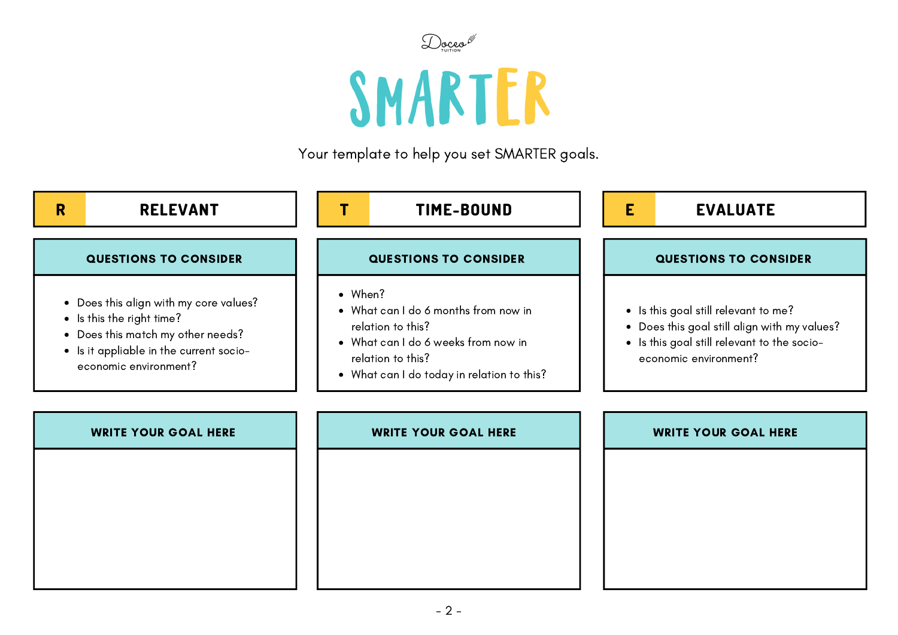Doceo Tuition

# SMARTER

Your template to help you set SMARTER goals.

## R — RELEVANT

### QUESTIONS TO CONSIDER

- Does this align with my core values?
- Is this the right time?
- Does this match my other needs?
- Is it appliable in the current socio-economic environment?

### WRITE YOUR GOAL HERE

## T — TIME-BOUND

### QUESTIONS TO CONSIDER

- When?
- What can I do 6 months from now in relation to this?
- What can I do 6 weeks from now in relation to this?
- What can I do today in relation to this?

### WRITE YOUR GOAL HERE

## E — EVALUATE

### QUESTIONS TO CONSIDER

- Is this goal still relevant to me?
- Does this goal still align with my values?
- Is this goal still relevant to the socio-economic environment?

### WRITE YOUR GOAL HERE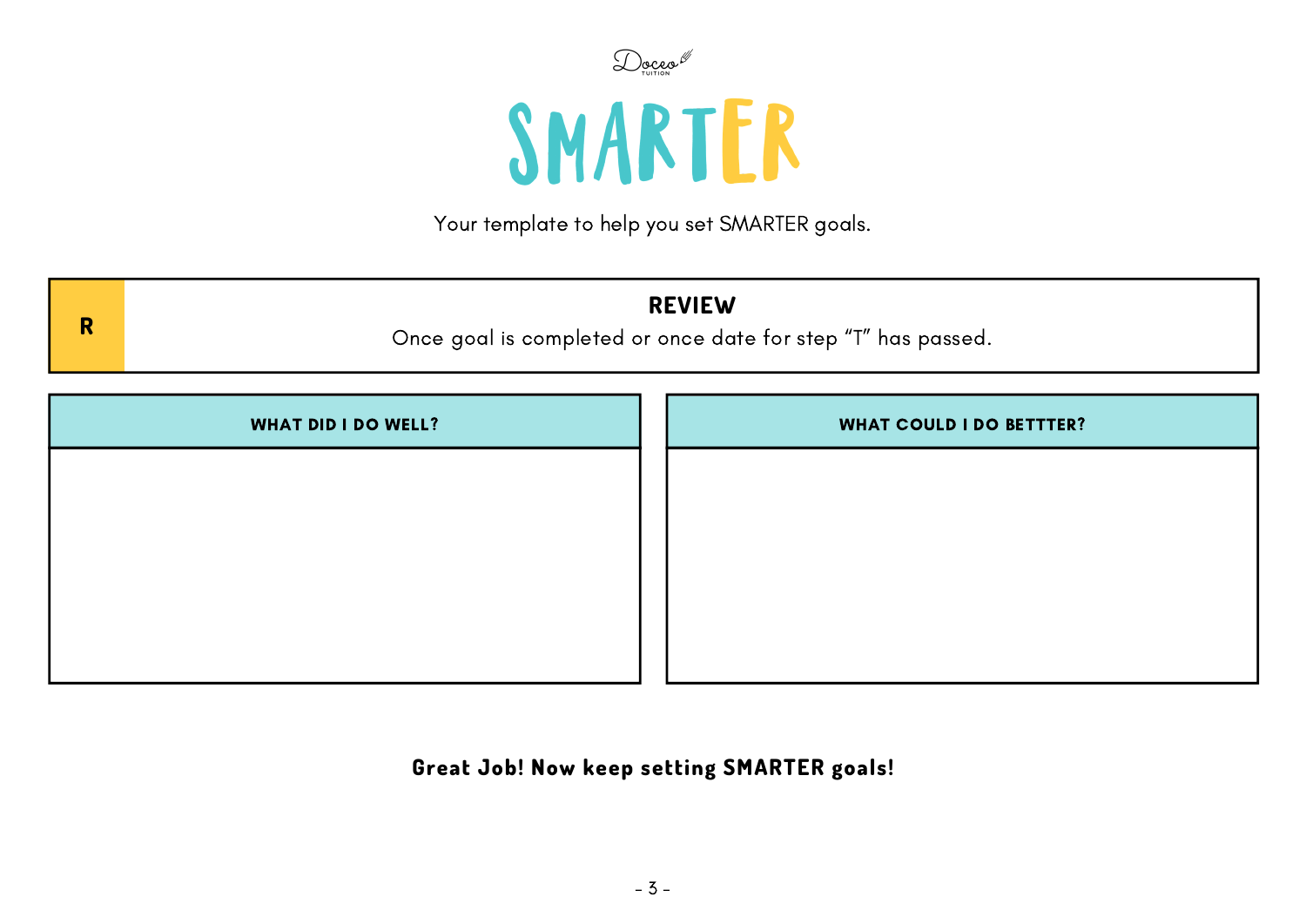Doceo TUITION

# SMARTER

Your template to help you set SMARTER goals.

| R | **REVIEW**<br>Once goal is completed or once date for step "T" has passed. |
| --- | --- |

| WHAT DID I DO WELL? | WHAT COULD I DO BETTTER? |
| --- | --- |
| | |

**Great Job! Now keep setting SMARTER goals!**